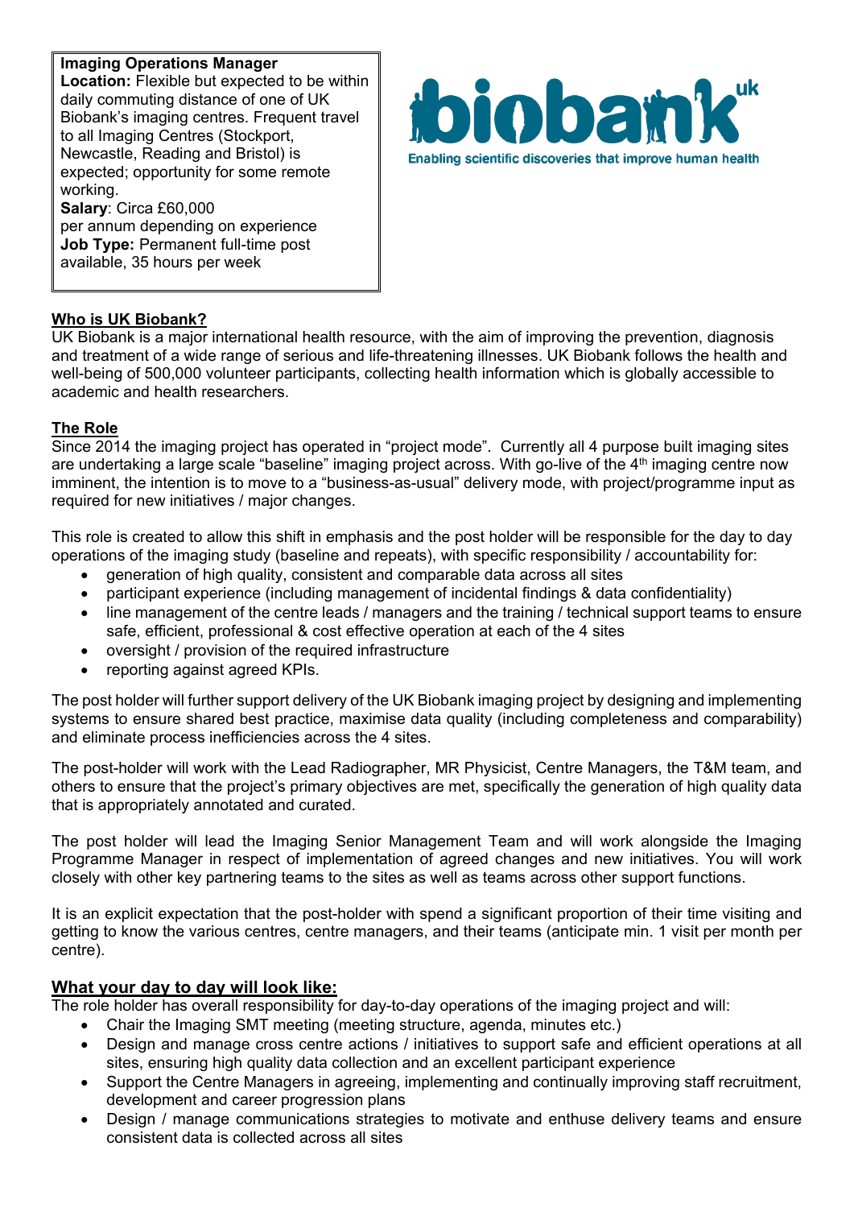**Imaging Operations Manager**
**Location:** Flexible but expected to be within daily commuting distance of one of UK Biobank's imaging centres. Frequent travel to all Imaging Centres (Stockport, Newcastle, Reading and Bristol) is expected; opportunity for some remote working.
**Salary**: Circa £60,000 per annum depending on experience
**Job Type:** Permanent full-time post available, 35 hours per week

biobank uk
Enabling scientific discoveries that improve human health

## Who is UK Biobank?

UK Biobank is a major international health resource, with the aim of improving the prevention, diagnosis and treatment of a wide range of serious and life-threatening illnesses. UK Biobank follows the health and well-being of 500,000 volunteer participants, collecting health information which is globally accessible to academic and health researchers.

## The Role

Since 2014 the imaging project has operated in "project mode". Currently all 4 purpose built imaging sites are undertaking a large scale "baseline" imaging project across. With go-live of the 4th imaging centre now imminent, the intention is to move to a "business-as-usual" delivery mode, with project/programme input as required for new initiatives / major changes.

This role is created to allow this shift in emphasis and the post holder will be responsible for the day to day operations of the imaging study (baseline and repeats), with specific responsibility / accountability for:

- generation of high quality, consistent and comparable data across all sites
- participant experience (including management of incidental findings & data confidentiality)
- line management of the centre leads / managers and the training / technical support teams to ensure safe, efficient, professional & cost effective operation at each of the 4 sites
- oversight / provision of the required infrastructure
- reporting against agreed KPIs.

The post holder will further support delivery of the UK Biobank imaging project by designing and implementing systems to ensure shared best practice, maximise data quality (including completeness and comparability) and eliminate process inefficiencies across the 4 sites.

The post-holder will work with the Lead Radiographer, MR Physicist, Centre Managers, the T&M team, and others to ensure that the project's primary objectives are met, specifically the generation of high quality data that is appropriately annotated and curated.

The post holder will lead the Imaging Senior Management Team and will work alongside the Imaging Programme Manager in respect of implementation of agreed changes and new initiatives. You will work closely with other key partnering teams to the sites as well as teams across other support functions.

It is an explicit expectation that the post-holder with spend a significant proportion of their time visiting and getting to know the various centres, centre managers, and their teams (anticipate min. 1 visit per month per centre).

## What your day to day will look like:

The role holder has overall responsibility for day-to-day operations of the imaging project and will:

- Chair the Imaging SMT meeting (meeting structure, agenda, minutes etc.)
- Design and manage cross centre actions / initiatives to support safe and efficient operations at all sites, ensuring high quality data collection and an excellent participant experience
- Support the Centre Managers in agreeing, implementing and continually improving staff recruitment, development and career progression plans
- Design / manage communications strategies to motivate and enthuse delivery teams and ensure consistent data is collected across all sites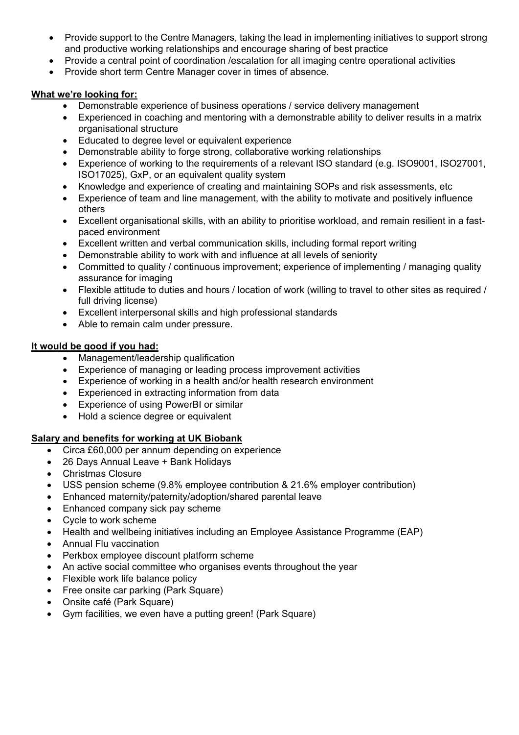- Provide support to the Centre Managers, taking the lead in implementing initiatives to support strong and productive working relationships and encourage sharing of best practice
- Provide a central point of coordination /escalation for all imaging centre operational activities
- Provide short term Centre Manager cover in times of absence.

**What we're looking for:**

- Demonstrable experience of business operations / service delivery management
- Experienced in coaching and mentoring with a demonstrable ability to deliver results in a matrix organisational structure
- Educated to degree level or equivalent experience
- Demonstrable ability to forge strong, collaborative working relationships
- Experience of working to the requirements of a relevant ISO standard (e.g. ISO9001, ISO27001, ISO17025), GxP, or an equivalent quality system
- Knowledge and experience of creating and maintaining SOPs and risk assessments, etc
- Experience of team and line management, with the ability to motivate and positively influence others
- Excellent organisational skills, with an ability to prioritise workload, and remain resilient in a fast-paced environment
- Excellent written and verbal communication skills, including formal report writing
- Demonstrable ability to work with and influence at all levels of seniority
- Committed to quality / continuous improvement; experience of implementing / managing quality assurance for imaging
- Flexible attitude to duties and hours / location of work (willing to travel to other sites as required / full driving license)
- Excellent interpersonal skills and high professional standards
- Able to remain calm under pressure.

**It would be good if you had:**

- Management/leadership qualification
- Experience of managing or leading process improvement activities
- Experience of working in a health and/or health research environment
- Experienced in extracting information from data
- Experience of using PowerBI or similar
- Hold a science degree or equivalent

**Salary and benefits for working at UK Biobank**

- Circa £60,000 per annum depending on experience
- 26 Days Annual Leave + Bank Holidays
- Christmas Closure
- USS pension scheme (9.8% employee contribution & 21.6% employer contribution)
- Enhanced maternity/paternity/adoption/shared parental leave
- Enhanced company sick pay scheme
- Cycle to work scheme
- Health and wellbeing initiatives including an Employee Assistance Programme (EAP)
- Annual Flu vaccination
- Perkbox employee discount platform scheme
- An active social committee who organises events throughout the year
- Flexible work life balance policy
- Free onsite car parking (Park Square)
- Onsite café (Park Square)
- Gym facilities, we even have a putting green! (Park Square)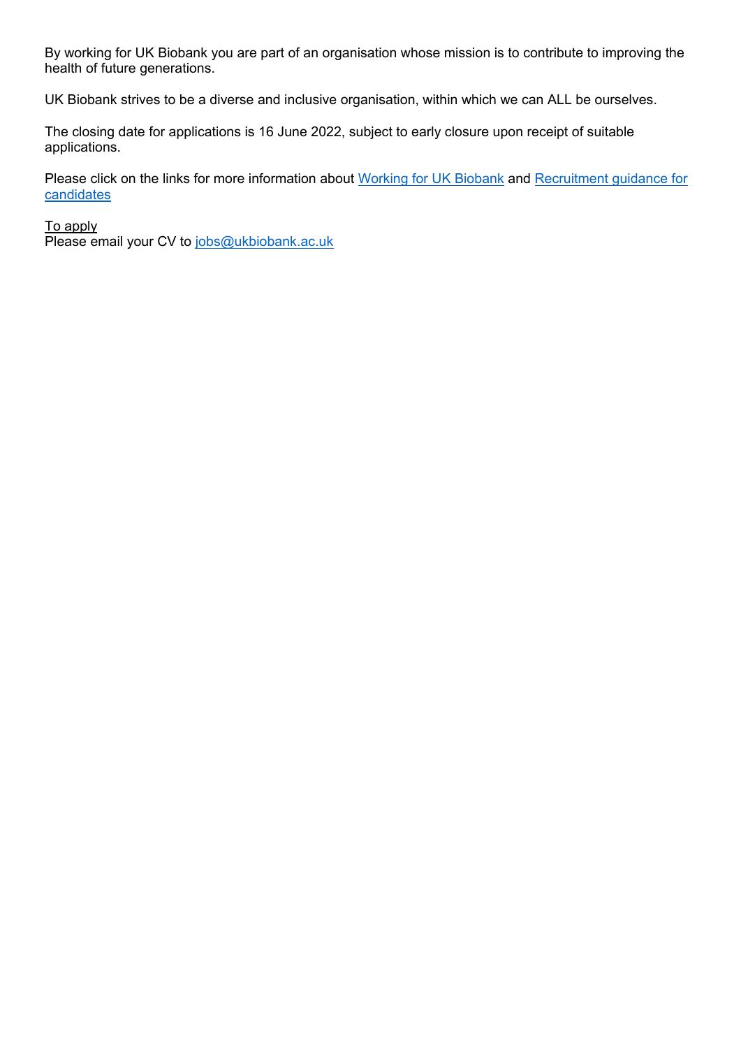By working for UK Biobank you are part of an organisation whose mission is to contribute to improving the health of future generations.

UK Biobank strives to be a diverse and inclusive organisation, within which we can ALL be ourselves.

The closing date for applications is 16 June 2022, subject to early closure upon receipt of suitable applications.

Please click on the links for more information about Working for UK Biobank and Recruitment guidance for candidates

To apply
Please email your CV to jobs@ukbiobank.ac.uk